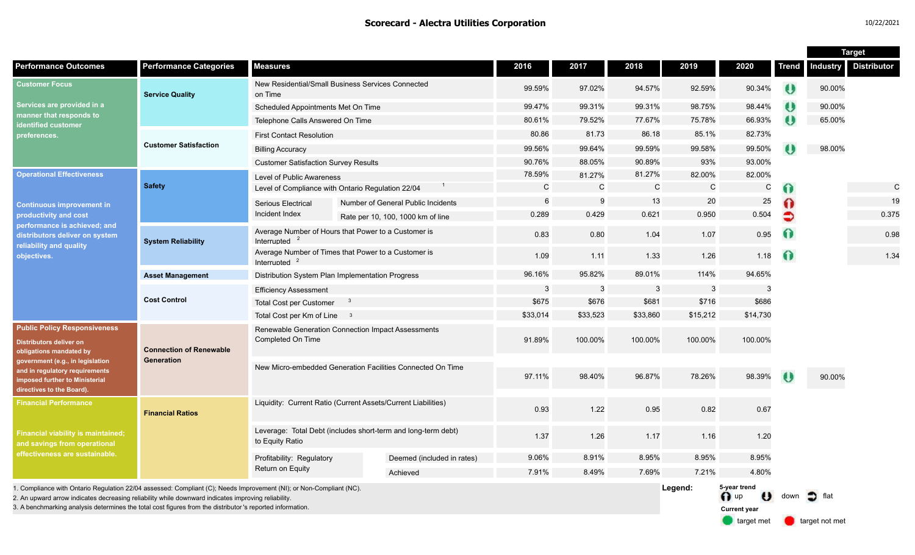# Scorecard - Alectra Utilities Corporation

10/22/2021

| Performance Outcomes | Performance Categories | Measures | | 2016 | 2017 | 2018 | 2019 | 2020 | Trend | Target: Industry | Target: Distributor |
|---|---|---|---|---|---|---|---|---|---|---|---|
| **Customer Focus** Services are provided in a manner that responds to identified customer preferences. | Service Quality | New Residential/Small Business Services Connected on Time | | 99.59% | 97.02% | 94.57% | 92.59% | 90.34% | down | 90.00% | |
| | | Scheduled Appointments Met On Time | | 99.47% | 99.31% | 99.31% | 98.75% | 98.44% | down | 90.00% | |
| | | Telephone Calls Answered On Time | | 80.61% | 79.52% | 77.67% | 75.78% | 66.93% | down | 65.00% | |
| | Customer Satisfaction | First Contact Resolution | | 80.86 | 81.73 | 86.18 | 85.1% | 82.73% | | | |
| | | Billing Accuracy | | 99.56% | 99.64% | 99.59% | 99.58% | 99.50% | down | 98.00% | |
| | | Customer Satisfaction Survey Results | | 90.76% | 88.05% | 90.89% | 93% | 93.00% | | | |
| **Operational Effectiveness** Continuous improvement in productivity and cost performance is achieved; and distributors deliver on system reliability and quality objectives. | Safety | Level of Public Awareness | | 78.59% | 81.27% | 81.27% | 82.00% | 82.00% | | | |
| | | Level of Compliance with Ontario Regulation 22/04 [1] | | C | C | C | C | C | up | | C |
| | | Serious Electrical Incident Index | Number of General Public Incidents | 6 | 9 | 13 | 20 | 25 | up | | 19 |
| | | | Rate per 10, 100, 1000 km of line | 0.289 | 0.429 | 0.621 | 0.950 | 0.504 | flat | | 0.375 |
| | System Reliability | Average Number of Hours that Power to a Customer is Interrupted [2] | | 0.83 | 0.80 | 1.04 | 1.07 | 0.95 | up | | 0.98 |
| | | Average Number of Times that Power to a Customer is Interrupted [2] | | 1.09 | 1.11 | 1.33 | 1.26 | 1.18 | up | | 1.34 |
| | Asset Management | Distribution System Plan Implementation Progress | | 96.16% | 95.82% | 89.01% | 114% | 94.65% | | | |
| | Cost Control | Efficiency Assessment | | 3 | 3 | 3 | 3 | 3 | | | |
| | | Total Cost per Customer [3] | | $675 | $676 | $681 | $716 | $686 | | | |
| | | Total Cost per Km of Line [3] | | $33,014 | $33,523 | $33,860 | $15,212 | $14,730 | | | |
| **Public Policy Responsiveness** Distributors deliver on obligations mandated by government (e.g., in legislation and in regulatory requirements imposed further to Ministerial directives to the Board). | Connection of Renewable Generation | Renewable Generation Connection Impact Assessments Completed On Time | | 91.89% | 100.00% | 100.00% | 100.00% | 100.00% | | | |
| | | New Micro-embedded Generation Facilities Connected On Time | | 97.11% | 98.40% | 96.87% | 78.26% | 98.39% | down | 90.00% | |
| **Financial Performance** Financial viability is maintained; and savings from operational effectiveness are sustainable. | Financial Ratios | Liquidity: Current Ratio (Current Assets/Current Liabilities) | | 0.93 | 1.22 | 0.95 | 0.82 | 0.67 | | | |
| | | Leverage: Total Debt (includes short-term and long-term debt) to Equity Ratio | | 1.37 | 1.26 | 1.17 | 1.16 | 1.20 | | | |
| | | Profitability: Regulatory Return on Equity | Deemed (included in rates) | 9.06% | 8.91% | 8.95% | 8.95% | 8.95% | | | |
| | | | Achieved | 7.91% | 8.49% | 7.69% | 7.21% | 4.80% | | | |

1. Compliance with Ontario Regulation 22/04 assessed: Compliant (C); Needs Improvement (NI); or Non-Compliant (NC).
2. An upward arrow indicates decreasing reliability while downward indicates improving reliability.
3. A benchmarking analysis determines the total cost figures from the distributor's reported information.

**Legend:**
5-year trend: up, down, flat
Current year: target met, target not met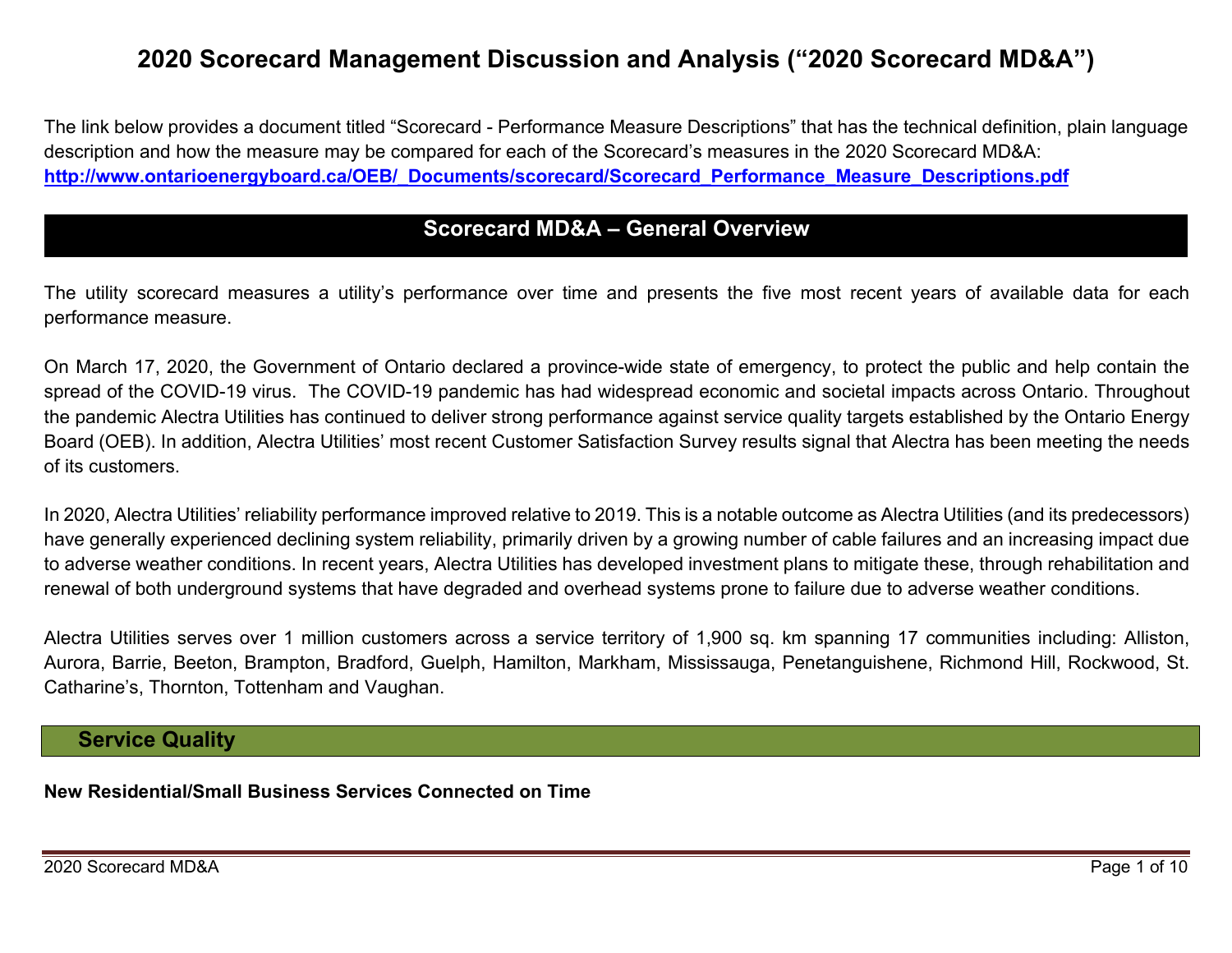# 2020 Scorecard Management Discussion and Analysis ("2020 Scorecard MD&A")

The link below provides a document titled "Scorecard - Performance Measure Descriptions" that has the technical definition, plain language description and how the measure may be compared for each of the Scorecard's measures in the 2020 Scorecard MD&A: **http://www.ontarioenergyboard.ca/OEB/_Documents/scorecard/Scorecard_Performance_Measure_Descriptions.pdf**

## Scorecard MD&A – General Overview

The utility scorecard measures a utility's performance over time and presents the five most recent years of available data for each performance measure.

On March 17, 2020, the Government of Ontario declared a province-wide state of emergency, to protect the public and help contain the spread of the COVID-19 virus. The COVID-19 pandemic has had widespread economic and societal impacts across Ontario. Throughout the pandemic Alectra Utilities has continued to deliver strong performance against service quality targets established by the Ontario Energy Board (OEB). In addition, Alectra Utilities' most recent Customer Satisfaction Survey results signal that Alectra has been meeting the needs of its customers.

In 2020, Alectra Utilities' reliability performance improved relative to 2019. This is a notable outcome as Alectra Utilities (and its predecessors) have generally experienced declining system reliability, primarily driven by a growing number of cable failures and an increasing impact due to adverse weather conditions. In recent years, Alectra Utilities has developed investment plans to mitigate these, through rehabilitation and renewal of both underground systems that have degraded and overhead systems prone to failure due to adverse weather conditions.

Alectra Utilities serves over 1 million customers across a service territory of 1,900 sq. km spanning 17 communities including: Alliston, Aurora, Barrie, Beeton, Brampton, Bradford, Guelph, Hamilton, Markham, Mississauga, Penetanguishene, Richmond Hill, Rockwood, St. Catharine's, Thornton, Tottenham and Vaughan.

## Service Quality

**New Residential/Small Business Services Connected on Time**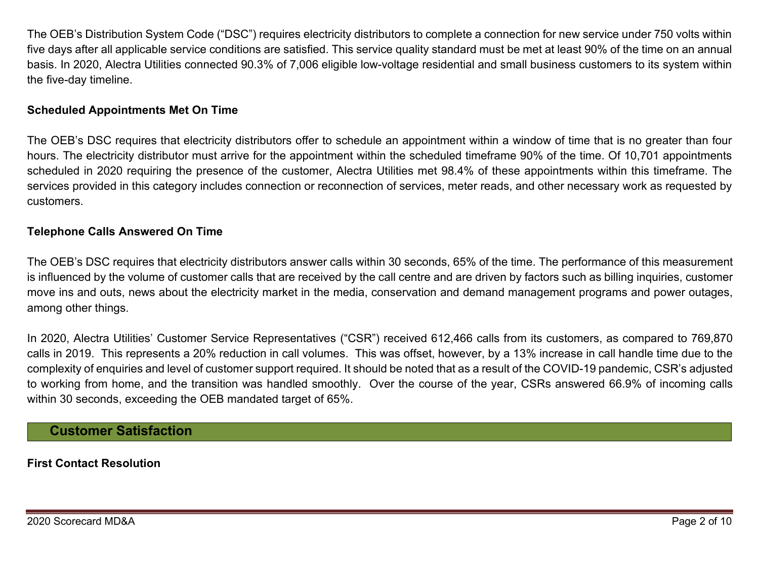The OEB's Distribution System Code ("DSC") requires electricity distributors to complete a connection for new service under 750 volts within five days after all applicable service conditions are satisfied. This service quality standard must be met at least 90% of the time on an annual basis. In 2020, Alectra Utilities connected 90.3% of 7,006 eligible low-voltage residential and small business customers to its system within the five-day timeline.

### Scheduled Appointments Met On Time

The OEB's DSC requires that electricity distributors offer to schedule an appointment within a window of time that is no greater than four hours. The electricity distributor must arrive for the appointment within the scheduled timeframe 90% of the time. Of 10,701 appointments scheduled in 2020 requiring the presence of the customer, Alectra Utilities met 98.4% of these appointments within this timeframe. The services provided in this category includes connection or reconnection of services, meter reads, and other necessary work as requested by customers.

### Telephone Calls Answered On Time

The OEB's DSC requires that electricity distributors answer calls within 30 seconds, 65% of the time. The performance of this measurement is influenced by the volume of customer calls that are received by the call centre and are driven by factors such as billing inquiries, customer move ins and outs, news about the electricity market in the media, conservation and demand management programs and power outages, among other things.

In 2020, Alectra Utilities' Customer Service Representatives ("CSR") received 612,466 calls from its customers, as compared to 769,870 calls in 2019. This represents a 20% reduction in call volumes. This was offset, however, by a 13% increase in call handle time due to the complexity of enquiries and level of customer support required. It should be noted that as a result of the COVID-19 pandemic, CSR's adjusted to working from home, and the transition was handled smoothly. Over the course of the year, CSRs answered 66.9% of incoming calls within 30 seconds, exceeding the OEB mandated target of 65%.

## Customer Satisfaction

### First Contact Resolution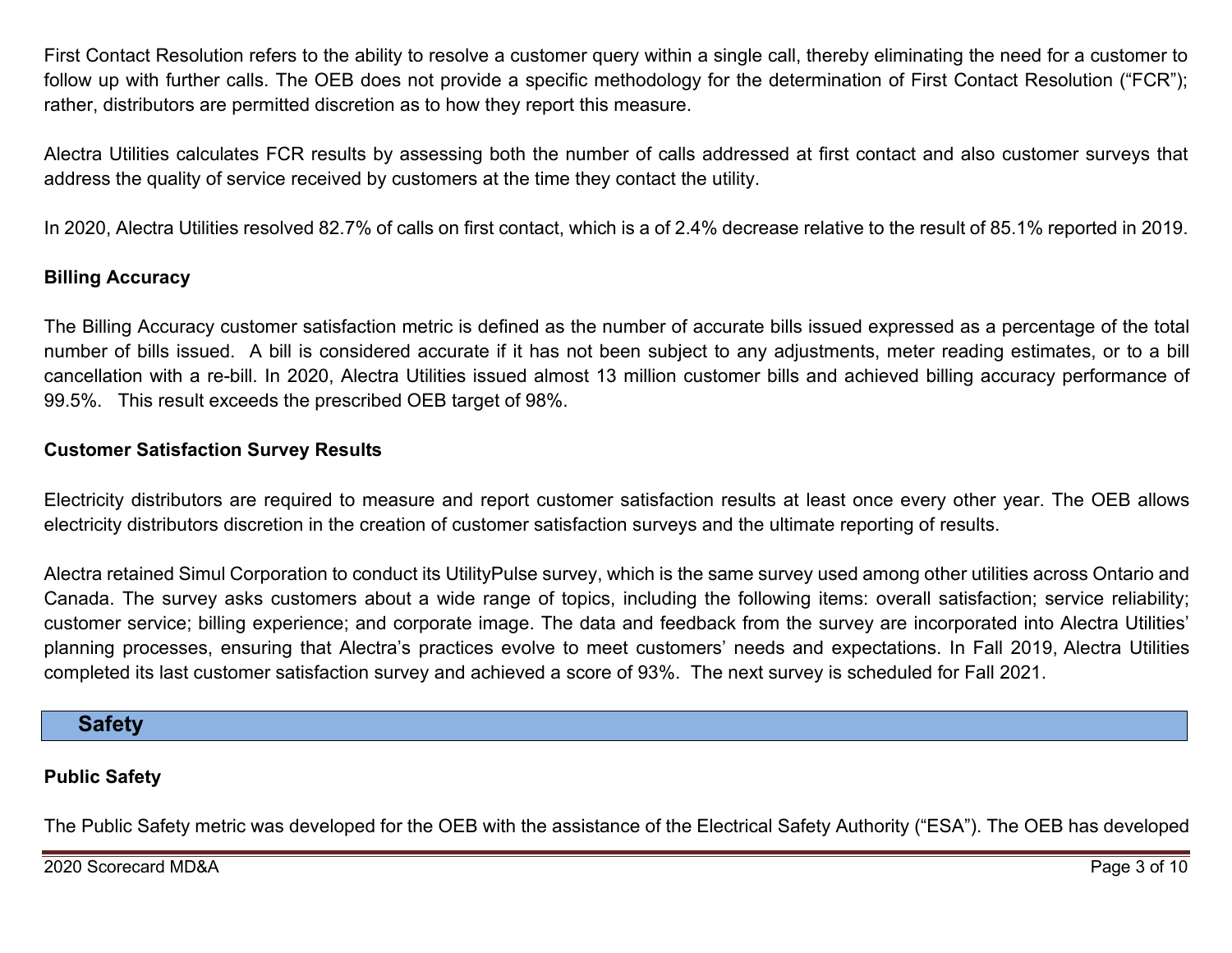First Contact Resolution refers to the ability to resolve a customer query within a single call, thereby eliminating the need for a customer to follow up with further calls. The OEB does not provide a specific methodology for the determination of First Contact Resolution ("FCR"); rather, distributors are permitted discretion as to how they report this measure.

Alectra Utilities calculates FCR results by assessing both the number of calls addressed at first contact and also customer surveys that address the quality of service received by customers at the time they contact the utility.

In 2020, Alectra Utilities resolved 82.7% of calls on first contact, which is a of 2.4% decrease relative to the result of 85.1% reported in 2019.

### Billing Accuracy

The Billing Accuracy customer satisfaction metric is defined as the number of accurate bills issued expressed as a percentage of the total number of bills issued. A bill is considered accurate if it has not been subject to any adjustments, meter reading estimates, or to a bill cancellation with a re-bill. In 2020, Alectra Utilities issued almost 13 million customer bills and achieved billing accuracy performance of 99.5%. This result exceeds the prescribed OEB target of 98%.

### Customer Satisfaction Survey Results

Electricity distributors are required to measure and report customer satisfaction results at least once every other year. The OEB allows electricity distributors discretion in the creation of customer satisfaction surveys and the ultimate reporting of results.

Alectra retained Simul Corporation to conduct its UtilityPulse survey, which is the same survey used among other utilities across Ontario and Canada. The survey asks customers about a wide range of topics, including the following items: overall satisfaction; service reliability; customer service; billing experience; and corporate image. The data and feedback from the survey are incorporated into Alectra Utilities' planning processes, ensuring that Alectra's practices evolve to meet customers' needs and expectations. In Fall 2019, Alectra Utilities completed its last customer satisfaction survey and achieved a score of 93%. The next survey is scheduled for Fall 2021.

## Safety

### Public Safety

The Public Safety metric was developed for the OEB with the assistance of the Electrical Safety Authority ("ESA"). The OEB has developed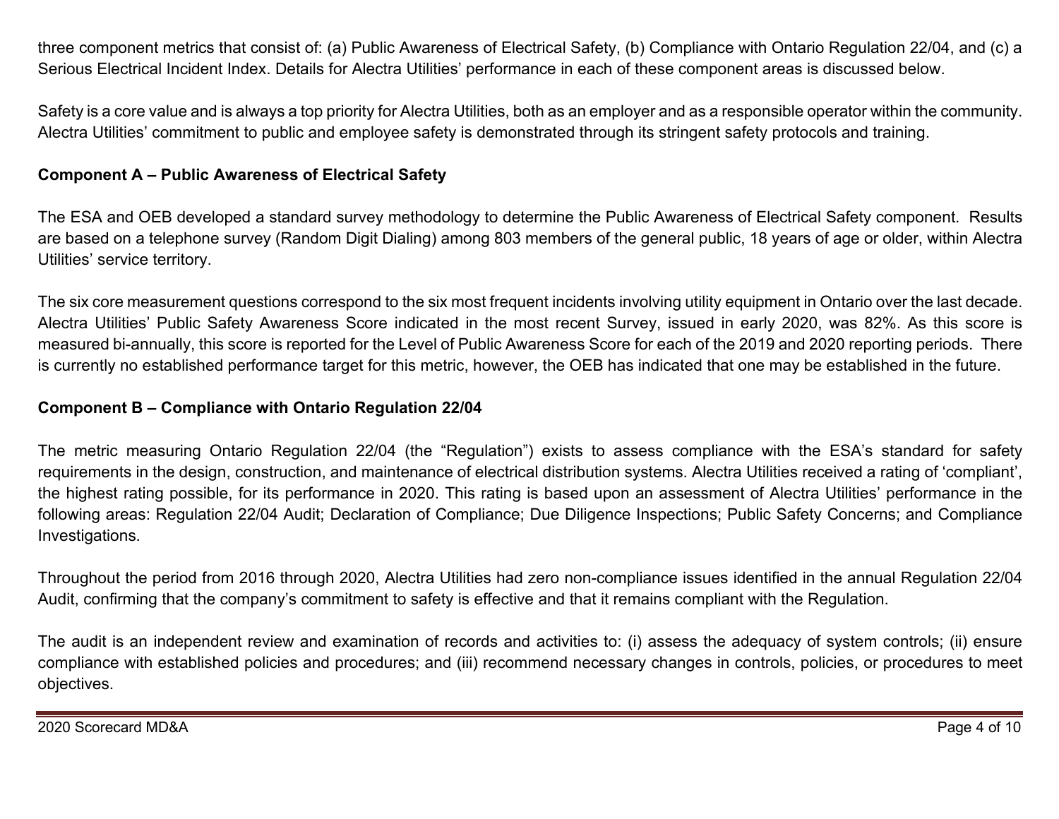three component metrics that consist of: (a) Public Awareness of Electrical Safety, (b) Compliance with Ontario Regulation 22/04, and (c) a Serious Electrical Incident Index. Details for Alectra Utilities' performance in each of these component areas is discussed below.

Safety is a core value and is always a top priority for Alectra Utilities, both as an employer and as a responsible operator within the community. Alectra Utilities' commitment to public and employee safety is demonstrated through its stringent safety protocols and training.

**Component A – Public Awareness of Electrical Safety**

The ESA and OEB developed a standard survey methodology to determine the Public Awareness of Electrical Safety component. Results are based on a telephone survey (Random Digit Dialing) among 803 members of the general public, 18 years of age or older, within Alectra Utilities' service territory.

The six core measurement questions correspond to the six most frequent incidents involving utility equipment in Ontario over the last decade. Alectra Utilities' Public Safety Awareness Score indicated in the most recent Survey, issued in early 2020, was 82%. As this score is measured bi-annually, this score is reported for the Level of Public Awareness Score for each of the 2019 and 2020 reporting periods. There is currently no established performance target for this metric, however, the OEB has indicated that one may be established in the future.

**Component B – Compliance with Ontario Regulation 22/04**

The metric measuring Ontario Regulation 22/04 (the "Regulation") exists to assess compliance with the ESA's standard for safety requirements in the design, construction, and maintenance of electrical distribution systems. Alectra Utilities received a rating of 'compliant', the highest rating possible, for its performance in 2020. This rating is based upon an assessment of Alectra Utilities' performance in the following areas: Regulation 22/04 Audit; Declaration of Compliance; Due Diligence Inspections; Public Safety Concerns; and Compliance Investigations.

Throughout the period from 2016 through 2020, Alectra Utilities had zero non-compliance issues identified in the annual Regulation 22/04 Audit, confirming that the company's commitment to safety is effective and that it remains compliant with the Regulation.

The audit is an independent review and examination of records and activities to: (i) assess the adequacy of system controls; (ii) ensure compliance with established policies and procedures; and (iii) recommend necessary changes in controls, policies, or procedures to meet objectives.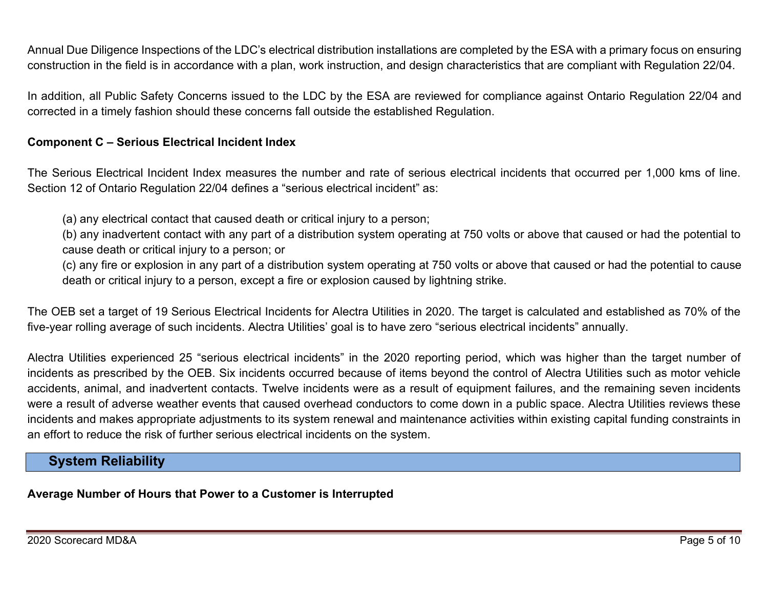Annual Due Diligence Inspections of the LDC's electrical distribution installations are completed by the ESA with a primary focus on ensuring construction in the field is in accordance with a plan, work instruction, and design characteristics that are compliant with Regulation 22/04.

In addition, all Public Safety Concerns issued to the LDC by the ESA are reviewed for compliance against Ontario Regulation 22/04 and corrected in a timely fashion should these concerns fall outside the established Regulation.

**Component C – Serious Electrical Incident Index**

The Serious Electrical Incident Index measures the number and rate of serious electrical incidents that occurred per 1,000 kms of line. Section 12 of Ontario Regulation 22/04 defines a "serious electrical incident" as:

(a) any electrical contact that caused death or critical injury to a person;
(b) any inadvertent contact with any part of a distribution system operating at 750 volts or above that caused or had the potential to cause death or critical injury to a person; or
(c) any fire or explosion in any part of a distribution system operating at 750 volts or above that caused or had the potential to cause death or critical injury to a person, except a fire or explosion caused by lightning strike.

The OEB set a target of 19 Serious Electrical Incidents for Alectra Utilities in 2020. The target is calculated and established as 70% of the five-year rolling average of such incidents. Alectra Utilities' goal is to have zero "serious electrical incidents" annually.

Alectra Utilities experienced 25 "serious electrical incidents" in the 2020 reporting period, which was higher than the target number of incidents as prescribed by the OEB. Six incidents occurred because of items beyond the control of Alectra Utilities such as motor vehicle accidents, animal, and inadvertent contacts. Twelve incidents were as a result of equipment failures, and the remaining seven incidents were a result of adverse weather events that caused overhead conductors to come down in a public space. Alectra Utilities reviews these incidents and makes appropriate adjustments to its system renewal and maintenance activities within existing capital funding constraints in an effort to reduce the risk of further serious electrical incidents on the system.

## System Reliability

**Average Number of Hours that Power to a Customer is Interrupted**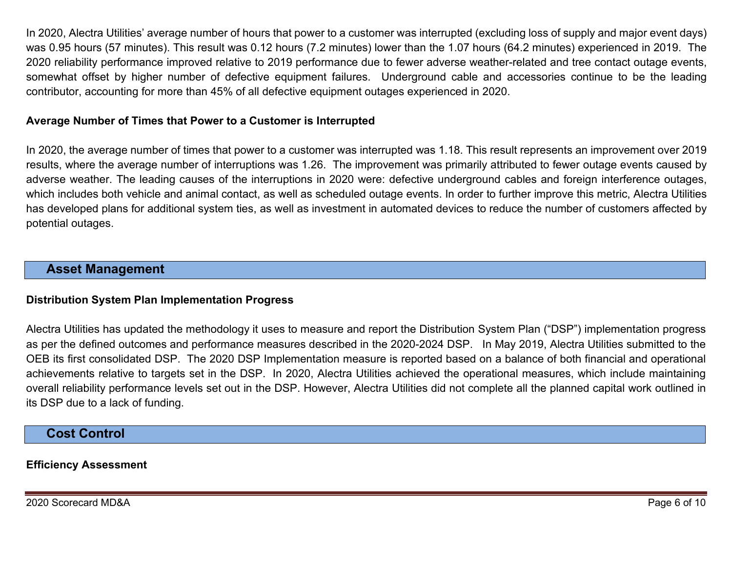In 2020, Alectra Utilities' average number of hours that power to a customer was interrupted (excluding loss of supply and major event days) was 0.95 hours (57 minutes). This result was 0.12 hours (7.2 minutes) lower than the 1.07 hours (64.2 minutes) experienced in 2019. The 2020 reliability performance improved relative to 2019 performance due to fewer adverse weather-related and tree contact outage events, somewhat offset by higher number of defective equipment failures. Underground cable and accessories continue to be the leading contributor, accounting for more than 45% of all defective equipment outages experienced in 2020.

**Average Number of Times that Power to a Customer is Interrupted**

In 2020, the average number of times that power to a customer was interrupted was 1.18. This result represents an improvement over 2019 results, where the average number of interruptions was 1.26. The improvement was primarily attributed to fewer outage events caused by adverse weather. The leading causes of the interruptions in 2020 were: defective underground cables and foreign interference outages, which includes both vehicle and animal contact, as well as scheduled outage events. In order to further improve this metric, Alectra Utilities has developed plans for additional system ties, as well as investment in automated devices to reduce the number of customers affected by potential outages.

## Asset Management

**Distribution System Plan Implementation Progress**

Alectra Utilities has updated the methodology it uses to measure and report the Distribution System Plan ("DSP") implementation progress as per the defined outcomes and performance measures described in the 2020-2024 DSP. In May 2019, Alectra Utilities submitted to the OEB its first consolidated DSP. The 2020 DSP Implementation measure is reported based on a balance of both financial and operational achievements relative to targets set in the DSP. In 2020, Alectra Utilities achieved the operational measures, which include maintaining overall reliability performance levels set out in the DSP. However, Alectra Utilities did not complete all the planned capital work outlined in its DSP due to a lack of funding.

## Cost Control

**Efficiency Assessment**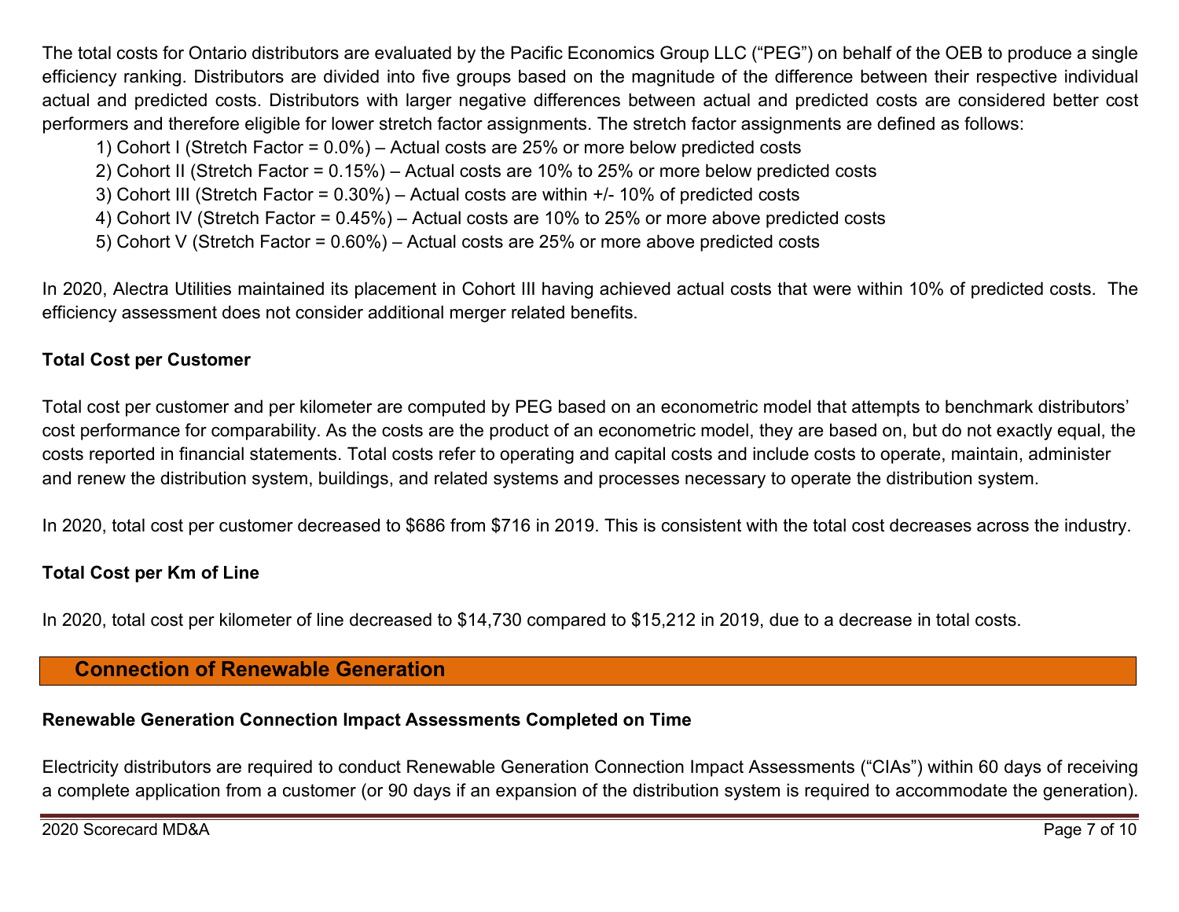The total costs for Ontario distributors are evaluated by the Pacific Economics Group LLC ("PEG") on behalf of the OEB to produce a single efficiency ranking. Distributors are divided into five groups based on the magnitude of the difference between their respective individual actual and predicted costs. Distributors with larger negative differences between actual and predicted costs are considered better cost performers and therefore eligible for lower stretch factor assignments. The stretch factor assignments are defined as follows:

1) Cohort I (Stretch Factor = 0.0%) – Actual costs are 25% or more below predicted costs
2) Cohort II (Stretch Factor = 0.15%) – Actual costs are 10% to 25% or more below predicted costs
3) Cohort III (Stretch Factor = 0.30%) – Actual costs are within +/- 10% of predicted costs
4) Cohort IV (Stretch Factor = 0.45%) – Actual costs are 10% to 25% or more above predicted costs
5) Cohort V (Stretch Factor = 0.60%) – Actual costs are 25% or more above predicted costs

In 2020, Alectra Utilities maintained its placement in Cohort III having achieved actual costs that were within 10% of predicted costs. The efficiency assessment does not consider additional merger related benefits.

**Total Cost per Customer**

Total cost per customer and per kilometer are computed by PEG based on an econometric model that attempts to benchmark distributors' cost performance for comparability. As the costs are the product of an econometric model, they are based on, but do not exactly equal, the costs reported in financial statements. Total costs refer to operating and capital costs and include costs to operate, maintain, administer and renew the distribution system, buildings, and related systems and processes necessary to operate the distribution system.

In 2020, total cost per customer decreased to $686 from $716 in 2019. This is consistent with the total cost decreases across the industry.

**Total Cost per Km of Line**

In 2020, total cost per kilometer of line decreased to $14,730 compared to $15,212 in 2019, due to a decrease in total costs.

## Connection of Renewable Generation

**Renewable Generation Connection Impact Assessments Completed on Time**

Electricity distributors are required to conduct Renewable Generation Connection Impact Assessments ("CIAs") within 60 days of receiving a complete application from a customer (or 90 days if an expansion of the distribution system is required to accommodate the generation).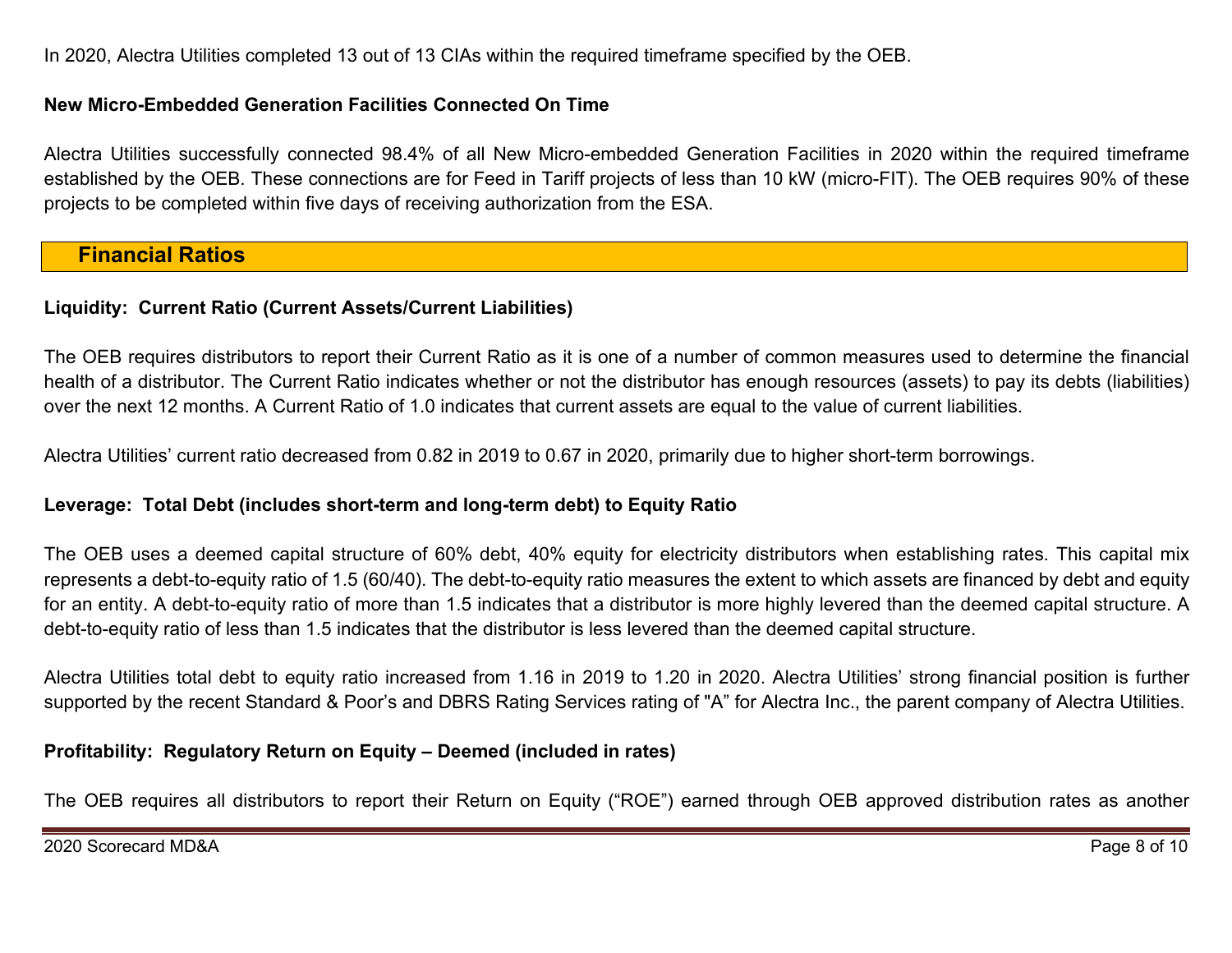In 2020, Alectra Utilities completed 13 out of 13 CIAs within the required timeframe specified by the OEB.

**New Micro-Embedded Generation Facilities Connected On Time**

Alectra Utilities successfully connected 98.4% of all New Micro-embedded Generation Facilities in 2020 within the required timeframe established by the OEB. These connections are for Feed in Tariff projects of less than 10 kW (micro-FIT). The OEB requires 90% of these projects to be completed within five days of receiving authorization from the ESA.

## Financial Ratios

**Liquidity: Current Ratio (Current Assets/Current Liabilities)**

The OEB requires distributors to report their Current Ratio as it is one of a number of common measures used to determine the financial health of a distributor. The Current Ratio indicates whether or not the distributor has enough resources (assets) to pay its debts (liabilities) over the next 12 months. A Current Ratio of 1.0 indicates that current assets are equal to the value of current liabilities.

Alectra Utilities' current ratio decreased from 0.82 in 2019 to 0.67 in 2020, primarily due to higher short-term borrowings.

**Leverage: Total Debt (includes short-term and long-term debt) to Equity Ratio**

The OEB uses a deemed capital structure of 60% debt, 40% equity for electricity distributors when establishing rates. This capital mix represents a debt-to-equity ratio of 1.5 (60/40). The debt-to-equity ratio measures the extent to which assets are financed by debt and equity for an entity. A debt-to-equity ratio of more than 1.5 indicates that a distributor is more highly levered than the deemed capital structure. A debt-to-equity ratio of less than 1.5 indicates that the distributor is less levered than the deemed capital structure.

Alectra Utilities total debt to equity ratio increased from 1.16 in 2019 to 1.20 in 2020. Alectra Utilities' strong financial position is further supported by the recent Standard & Poor's and DBRS Rating Services rating of "A" for Alectra Inc., the parent company of Alectra Utilities.

**Profitability: Regulatory Return on Equity – Deemed (included in rates)**

The OEB requires all distributors to report their Return on Equity ("ROE") earned through OEB approved distribution rates as another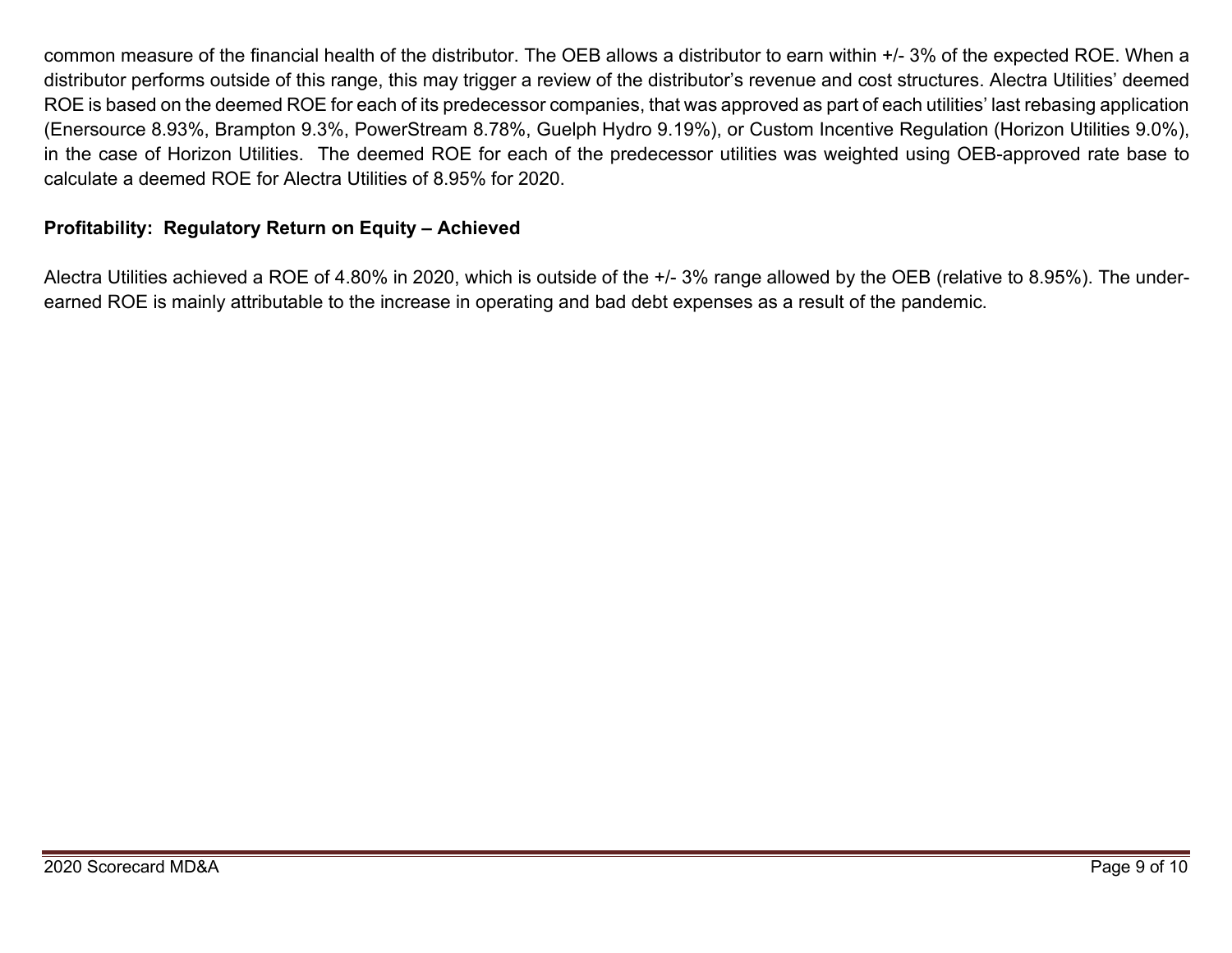common measure of the financial health of the distributor. The OEB allows a distributor to earn within +/- 3% of the expected ROE. When a distributor performs outside of this range, this may trigger a review of the distributor's revenue and cost structures. Alectra Utilities' deemed ROE is based on the deemed ROE for each of its predecessor companies, that was approved as part of each utilities' last rebasing application (Enersource 8.93%, Brampton 9.3%, PowerStream 8.78%, Guelph Hydro 9.19%), or Custom Incentive Regulation (Horizon Utilities 9.0%), in the case of Horizon Utilities. The deemed ROE for each of the predecessor utilities was weighted using OEB-approved rate base to calculate a deemed ROE for Alectra Utilities of 8.95% for 2020.

**Profitability: Regulatory Return on Equity – Achieved**

Alectra Utilities achieved a ROE of 4.80% in 2020, which is outside of the +/- 3% range allowed by the OEB (relative to 8.95%). The under-earned ROE is mainly attributable to the increase in operating and bad debt expenses as a result of the pandemic.